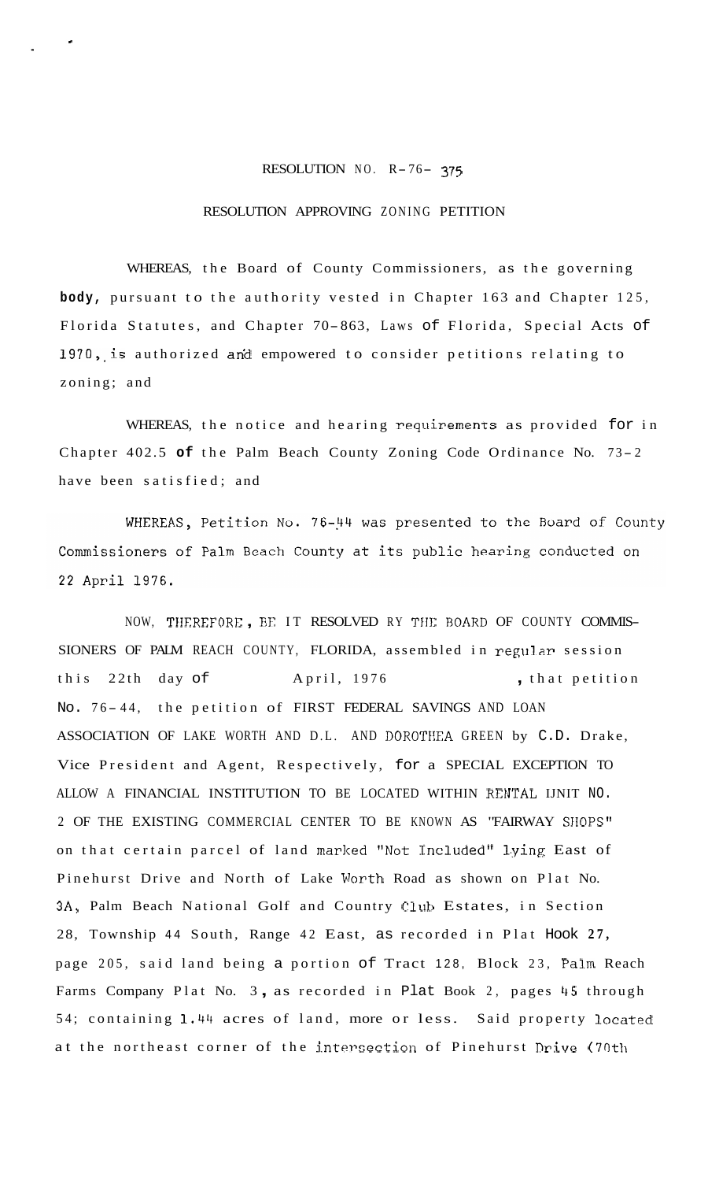RESOLUTION NO. R-76- 375

RESOLUTION APPROVING ZONING PETITION

WHEREAS, the Board of County Commissioners, as the governing **body,** pursuant to the authority vested in Chapter 163 and Chapter 125, Florida Statutes, and Chapter 70-863, Laws of Florida, Special Acts of 1970, is authorized and empowered to consider petitions relating to zoning; and

WHEREAS, the notice and hearing requirements as provided for in Chapter 402.5 **of** the Palm Beach County Zoning Code Ordinance No. 73-2 have been satisfied; and

WHEREAS, Petition No. 76-44 was presented to the Board of County Commissioners of Palm Beach County at its public hearing conducted on 22 April 1976.

NOW, THEREFORE, BE IT RESOLVED BY THE BOARD OF COUNTY COMMISSIONERS OF PALM BEACH COUNTY, FLORIDA, assembled in regular session this 22th day of April, 1976, that petition No. 76-44, the petition of FIRST FEDERAL SAVINGS AND LOAN ASSOCIATION OF LAKE WORTH AND D.L. AND DOROTHEA GREEN by C.D. Drake, Vice President and Agent, Respectively, for a SPECIAL EXCEPTION TO ALLOW A FINANCIAL INSTITUTION TO BE LOCATED WITHIN RENTAL UNIT NO. 2 OF THE EXISTING COMMERCIAL CENTER TO BE KNOWN AS "FAIRWAY SHOPS" on that certain parcel of land marked "Not Included" lying East of Pinehurst Drive and North of Lake Worth Road as shown on Plat No. 3A, Palm Beach National Golf and Country Club Estates, in Section 28, Township 44 South, Range 42 East, as recorded in Plat Hook 27, page 205, said land being a portion of Tract 128, Block 23, Palm Beach Farms Company Plat No. 3, as recorded in Plat Book 2, pages 45 through 54; containing 1.44 acres of land, more or less. Said property located at the northeast corner of the intersection of Pinehurst Drive (70th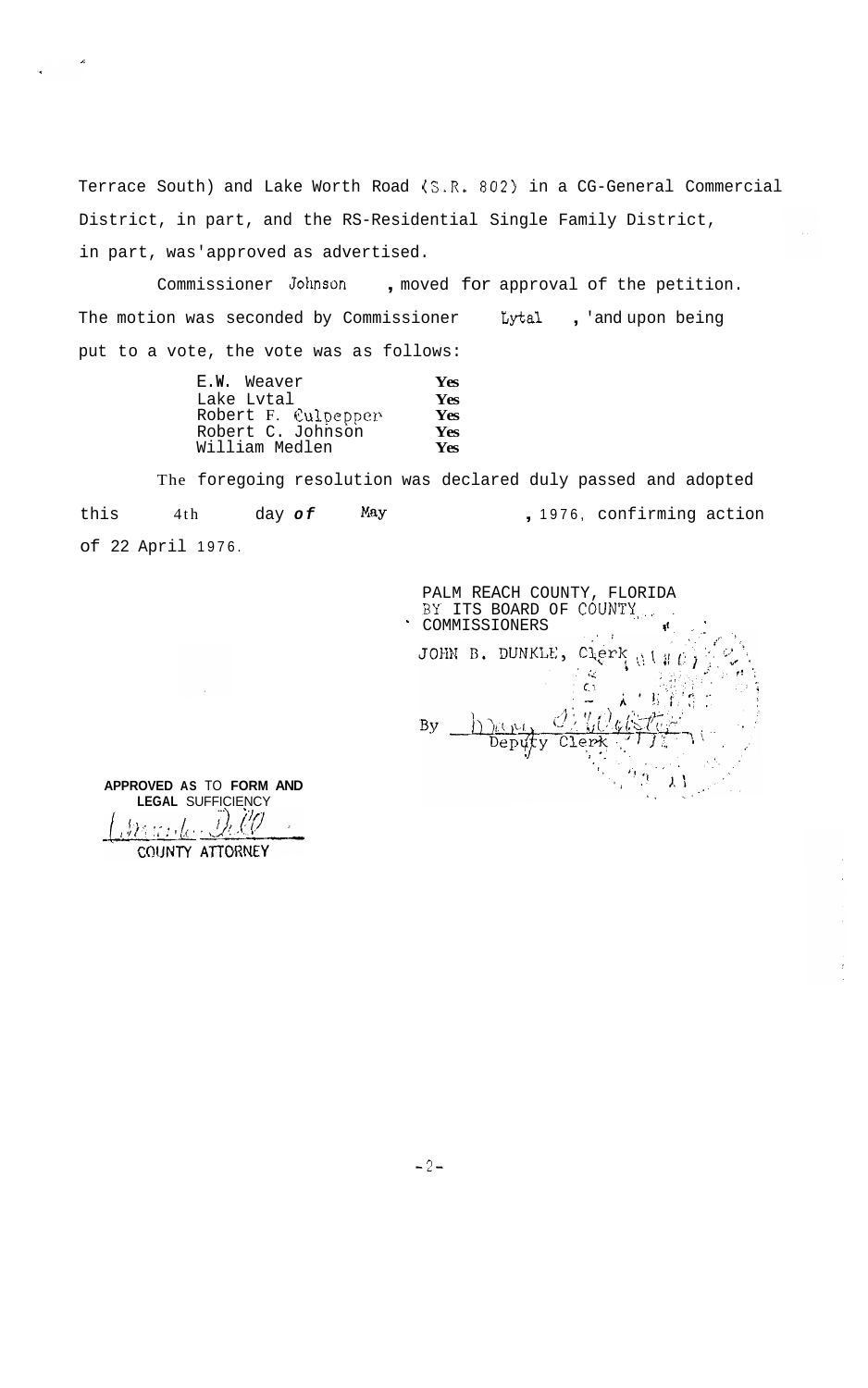Terrace South) and Lake Worth Road (S.R. 802) in a CG-General Commercial District, in part, and the RS-Residential Single Family District, in part, was'approved as advertised.

Commissioner Johnson, moved for approval of the petition. The motion was seconded by Commissioner Lytal, 'and upon being put to a vote, the vote was as follows:

| | |
|---|---|
| E.W. Weaver | Yes |
| Lake Lvtal | Yes |
| Robert F. Culpepper | Yes |
| Robert C. Johnson | Yes |
| William Medlen | Yes |

The foregoing resolution was declared duly passed and adopted this 4th day of May, 1976, confirming action of 22 April 1976.

PALM REACH COUNTY, FLORIDA
BY ITS BOARD OF COUNTY
COMMISSIONERS

JOHN B. DUNKLE, Clerk

By ______________________
Deputy Clerk

**APPROVED AS** TO **FORM AND LEGAL** SUFFICIENCY

______________________
COUNTY ATTORNEY